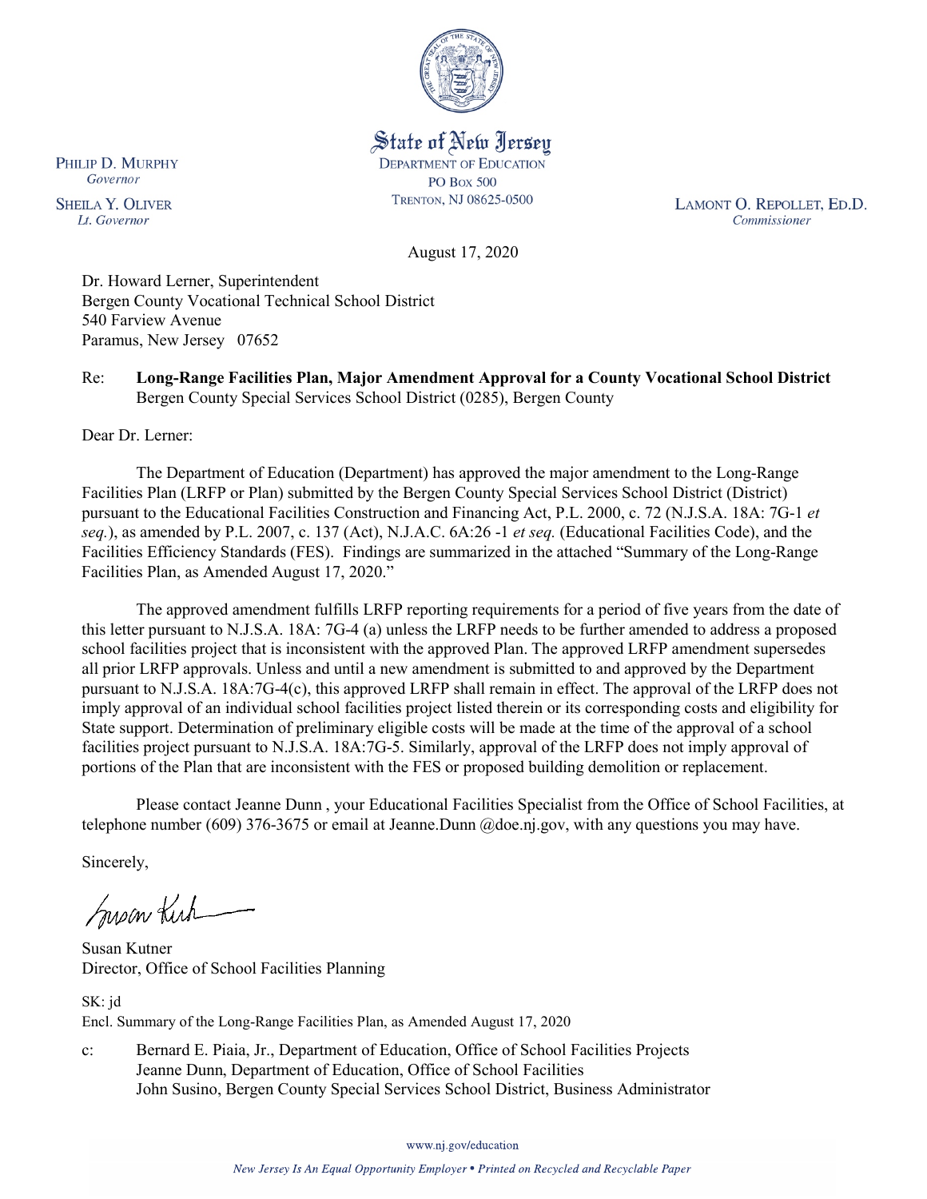State of New Jersey
DEPARTMENT OF EDUCATION
PO Box 500
TRENTON, NJ 08625-0500

PHILIP D. MURPHY
*Governor*

SHEILA Y. OLIVER
*Lt. Governor*

LAMONT O. REPOLLET, ED.D.
*Commissioner*

August 17, 2020

Dr. Howard Lerner, Superintendent
Bergen County Vocational Technical School District
540 Farview Avenue
Paramus, New Jersey 07652

Re: **Long-Range Facilities Plan, Major Amendment Approval for a County Vocational School District**
Bergen County Special Services School District (0285), Bergen County

Dear Dr. Lerner:

The Department of Education (Department) has approved the major amendment to the Long-Range Facilities Plan (LRFP or Plan) submitted by the Bergen County Special Services School District (District) pursuant to the Educational Facilities Construction and Financing Act, P.L. 2000, c. 72 (N.J.S.A. 18A: 7G-1 *et seq.*), as amended by P.L. 2007, c. 137 (Act), N.J.A.C. 6A:26 -1 *et seq.* (Educational Facilities Code), and the Facilities Efficiency Standards (FES). Findings are summarized in the attached "Summary of the Long-Range Facilities Plan, as Amended August 17, 2020."

The approved amendment fulfills LRFP reporting requirements for a period of five years from the date of this letter pursuant to N.J.S.A. 18A: 7G-4 (a) unless the LRFP needs to be further amended to address a proposed school facilities project that is inconsistent with the approved Plan. The approved LRFP amendment supersedes all prior LRFP approvals. Unless and until a new amendment is submitted to and approved by the Department pursuant to N.J.S.A. 18A:7G-4(c), this approved LRFP shall remain in effect. The approval of the LRFP does not imply approval of an individual school facilities project listed therein or its corresponding costs and eligibility for State support. Determination of preliminary eligible costs will be made at the time of the approval of a school facilities project pursuant to N.J.S.A. 18A:7G-5. Similarly, approval of the LRFP does not imply approval of portions of the Plan that are inconsistent with the FES or proposed building demolition or replacement.

Please contact Jeanne Dunn , your Educational Facilities Specialist from the Office of School Facilities, at telephone number (609) 376-3675 or email at Jeanne.Dunn @doe.nj.gov, with any questions you may have.

Sincerely,

Susan Kutner
Director, Office of School Facilities Planning

SK: jd
Encl. Summary of the Long-Range Facilities Plan, as Amended August 17, 2020

c: Bernard E. Piaia, Jr., Department of Education, Office of School Facilities Projects
Jeanne Dunn, Department of Education, Office of School Facilities
John Susino, Bergen County Special Services School District, Business Administrator

www.nj.gov/education

*New Jersey Is An Equal Opportunity Employer • Printed on Recycled and Recyclable Paper*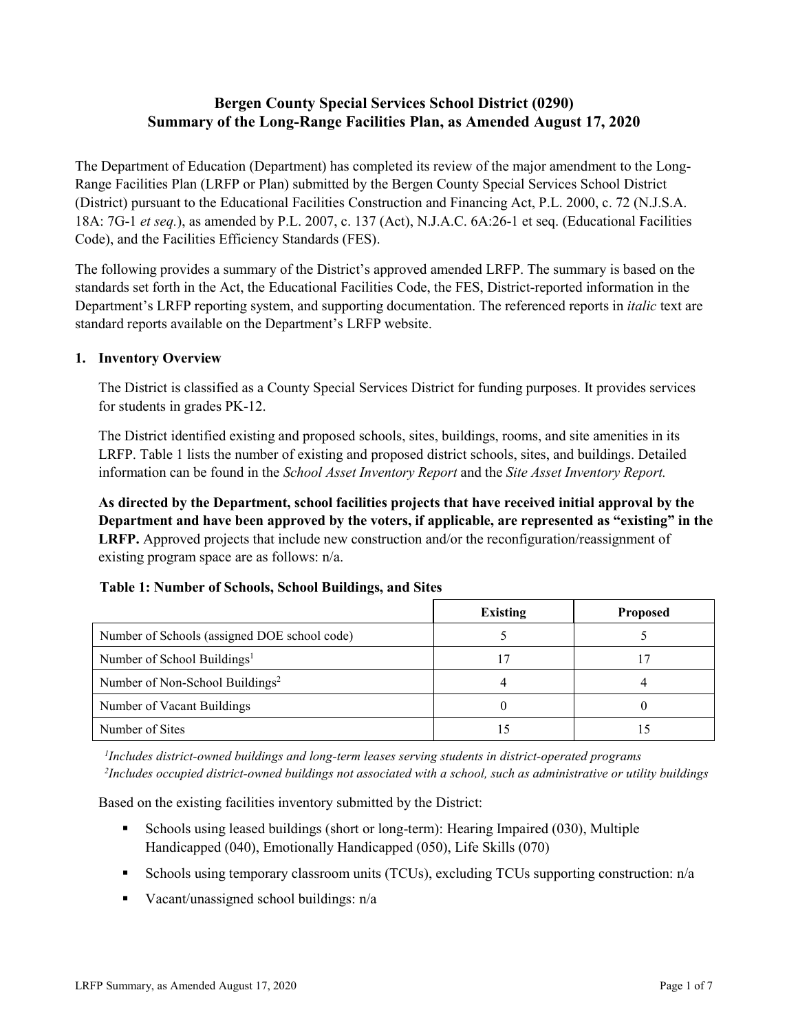# Bergen County Special Services School District (0290)
# Summary of the Long-Range Facilities Plan, as Amended August 17, 2020

The Department of Education (Department) has completed its review of the major amendment to the Long-Range Facilities Plan (LRFP or Plan) submitted by the Bergen County Special Services School District (District) pursuant to the Educational Facilities Construction and Financing Act, P.L. 2000, c. 72 (N.J.S.A. 18A: 7G-1 *et seq.*), as amended by P.L. 2007, c. 137 (Act), N.J.A.C. 6A:26-1 et seq. (Educational Facilities Code), and the Facilities Efficiency Standards (FES).

The following provides a summary of the District's approved amended LRFP. The summary is based on the standards set forth in the Act, the Educational Facilities Code, the FES, District-reported information in the Department's LRFP reporting system, and supporting documentation. The referenced reports in *italic* text are standard reports available on the Department's LRFP website.

## 1. Inventory Overview

The District is classified as a County Special Services District for funding purposes. It provides services for students in grades PK-12.

The District identified existing and proposed schools, sites, buildings, rooms, and site amenities in its LRFP. Table 1 lists the number of existing and proposed district schools, sites, and buildings. Detailed information can be found in the *School Asset Inventory Report* and the *Site Asset Inventory Report.*

**As directed by the Department, school facilities projects that have received initial approval by the Department and have been approved by the voters, if applicable, are represented as "existing" in the LRFP.** Approved projects that include new construction and/or the reconfiguration/reassignment of existing program space are as follows: n/a.

**Table 1: Number of Schools, School Buildings, and Sites**

| | Existing | Proposed |
|---|---|---|
| Number of Schools (assigned DOE school code) | 5 | 5 |
| Number of School Buildings[1] | 17 | 17 |
| Number of Non-School Buildings[2] | 4 | 4 |
| Number of Vacant Buildings | 0 | 0 |
| Number of Sites | 15 | 15 |

*[1]Includes district-owned buildings and long-term leases serving students in district-operated programs*
*[2]Includes occupied district-owned buildings not associated with a school, such as administrative or utility buildings*

Based on the existing facilities inventory submitted by the District:

- Schools using leased buildings (short or long-term): Hearing Impaired (030), Multiple Handicapped (040), Emotionally Handicapped (050), Life Skills (070)
- Schools using temporary classroom units (TCUs), excluding TCUs supporting construction: n/a
- Vacant/unassigned school buildings: n/a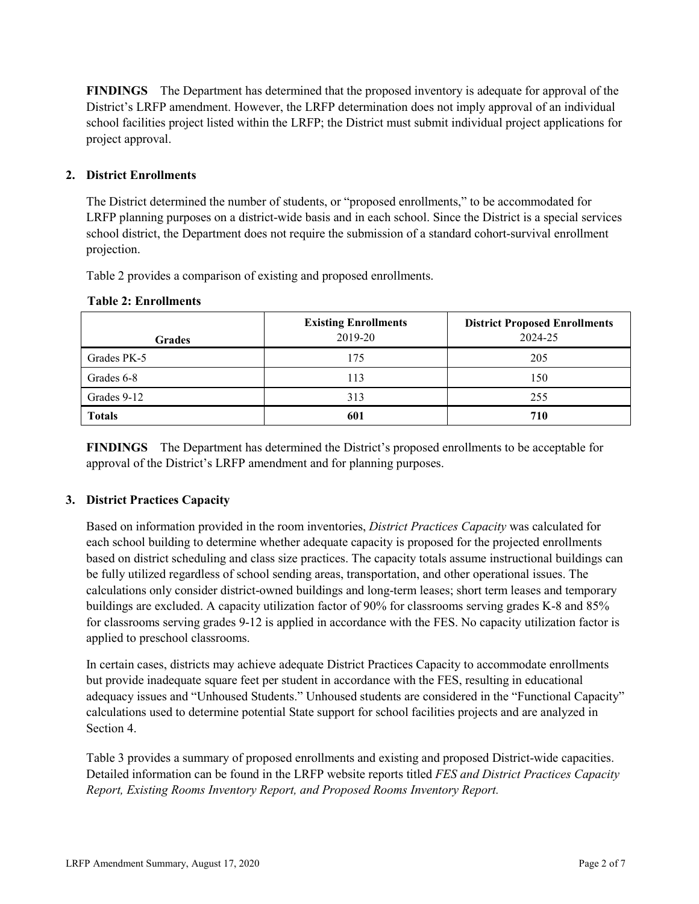**FINDINGS** The Department has determined that the proposed inventory is adequate for approval of the District's LRFP amendment. However, the LRFP determination does not imply approval of an individual school facilities project listed within the LRFP; the District must submit individual project applications for project approval.

## 2. District Enrollments

The District determined the number of students, or "proposed enrollments," to be accommodated for LRFP planning purposes on a district-wide basis and in each school. Since the District is a special services school district, the Department does not require the submission of a standard cohort-survival enrollment projection.

Table 2 provides a comparison of existing and proposed enrollments.

**Table 2: Enrollments**

| Grades | Existing Enrollments 2019-20 | District Proposed Enrollments 2024-25 |
|---|---|---|
| Grades PK-5 | 175 | 205 |
| Grades 6-8 | 113 | 150 |
| Grades 9-12 | 313 | 255 |
| **Totals** | **601** | **710** |

**FINDINGS** The Department has determined the District's proposed enrollments to be acceptable for approval of the District's LRFP amendment and for planning purposes.

## 3. District Practices Capacity

Based on information provided in the room inventories, *District Practices Capacity* was calculated for each school building to determine whether adequate capacity is proposed for the projected enrollments based on district scheduling and class size practices. The capacity totals assume instructional buildings can be fully utilized regardless of school sending areas, transportation, and other operational issues. The calculations only consider district-owned buildings and long-term leases; short term leases and temporary buildings are excluded. A capacity utilization factor of 90% for classrooms serving grades K-8 and 85% for classrooms serving grades 9-12 is applied in accordance with the FES. No capacity utilization factor is applied to preschool classrooms.

In certain cases, districts may achieve adequate District Practices Capacity to accommodate enrollments but provide inadequate square feet per student in accordance with the FES, resulting in educational adequacy issues and "Unhoused Students." Unhoused students are considered in the "Functional Capacity" calculations used to determine potential State support for school facilities projects and are analyzed in Section 4.

Table 3 provides a summary of proposed enrollments and existing and proposed District-wide capacities. Detailed information can be found in the LRFP website reports titled *FES and District Practices Capacity Report, Existing Rooms Inventory Report, and Proposed Rooms Inventory Report.*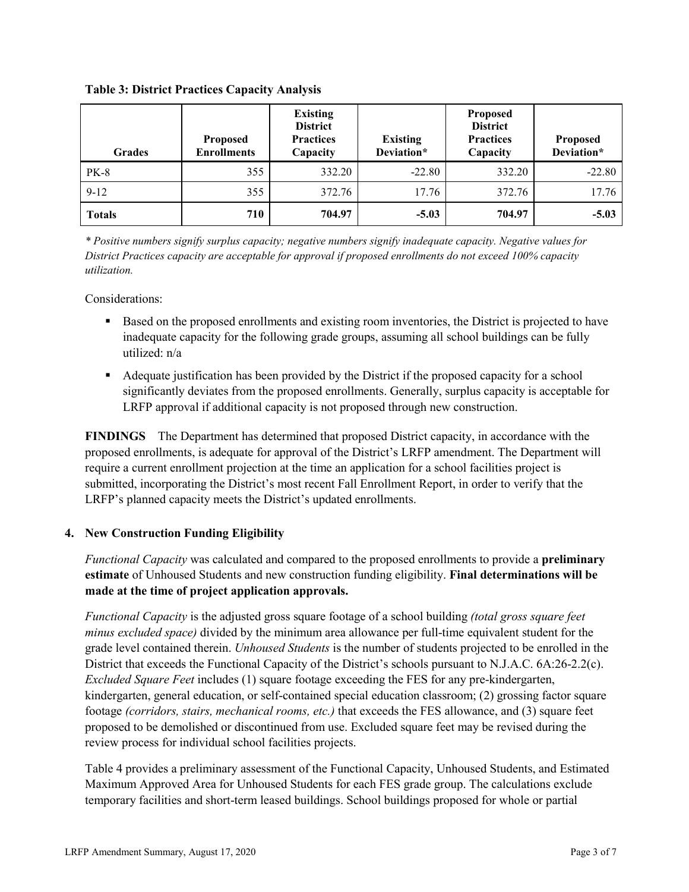**Table 3: District Practices Capacity Analysis**

| Grades | Proposed Enrollments | Existing District Practices Capacity | Existing Deviation* | Proposed District Practices Capacity | Proposed Deviation* |
|---|---|---|---|---|---|
| PK-8 | 355 | 332.20 | -22.80 | 332.20 | -22.80 |
| 9-12 | 355 | 372.76 | 17.76 | 372.76 | 17.76 |
| **Totals** | **710** | **704.97** | **-5.03** | **704.97** | **-5.03** |

*\* Positive numbers signify surplus capacity; negative numbers signify inadequate capacity. Negative values for District Practices capacity are acceptable for approval if proposed enrollments do not exceed 100% capacity utilization.*

Considerations:

- Based on the proposed enrollments and existing room inventories, the District is projected to have inadequate capacity for the following grade groups, assuming all school buildings can be fully utilized: n/a
- Adequate justification has been provided by the District if the proposed capacity for a school significantly deviates from the proposed enrollments. Generally, surplus capacity is acceptable for LRFP approval if additional capacity is not proposed through new construction.

**FINDINGS** The Department has determined that proposed District capacity, in accordance with the proposed enrollments, is adequate for approval of the District's LRFP amendment. The Department will require a current enrollment projection at the time an application for a school facilities project is submitted, incorporating the District's most recent Fall Enrollment Report, in order to verify that the LRFP's planned capacity meets the District's updated enrollments.

## 4. New Construction Funding Eligibility

*Functional Capacity* was calculated and compared to the proposed enrollments to provide a **preliminary estimate** of Unhoused Students and new construction funding eligibility. **Final determinations will be made at the time of project application approvals.**

*Functional Capacity* is the adjusted gross square footage of a school building *(total gross square feet minus excluded space)* divided by the minimum area allowance per full-time equivalent student for the grade level contained therein. *Unhoused Students* is the number of students projected to be enrolled in the District that exceeds the Functional Capacity of the District's schools pursuant to N.J.A.C. 6A:26-2.2(c). *Excluded Square Feet* includes (1) square footage exceeding the FES for any pre-kindergarten, kindergarten, general education, or self-contained special education classroom; (2) grossing factor square footage *(corridors, stairs, mechanical rooms, etc.)* that exceeds the FES allowance, and (3) square feet proposed to be demolished or discontinued from use. Excluded square feet may be revised during the review process for individual school facilities projects.

Table 4 provides a preliminary assessment of the Functional Capacity, Unhoused Students, and Estimated Maximum Approved Area for Unhoused Students for each FES grade group. The calculations exclude temporary facilities and short-term leased buildings. School buildings proposed for whole or partial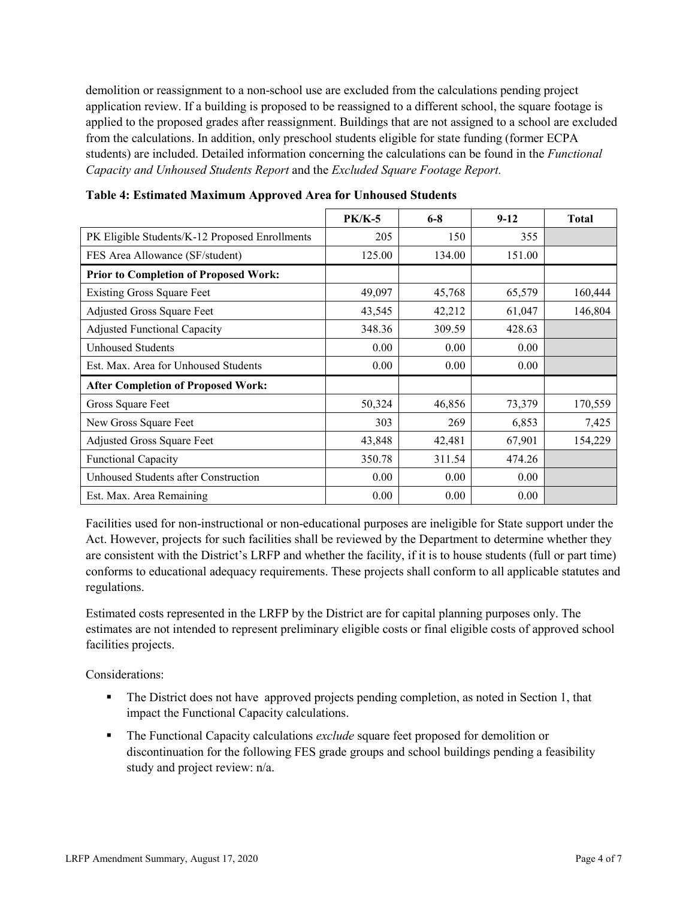demolition or reassignment to a non-school use are excluded from the calculations pending project application review. If a building is proposed to be reassigned to a different school, the square footage is applied to the proposed grades after reassignment. Buildings that are not assigned to a school are excluded from the calculations. In addition, only preschool students eligible for state funding (former ECPA students) are included. Detailed information concerning the calculations can be found in the *Functional Capacity and Unhoused Students Report* and the *Excluded Square Footage Report.*

**Table 4: Estimated Maximum Approved Area for Unhoused Students**

| | PK/K-5 | 6-8 | 9-12 | Total |
|---|---|---|---|---|
| PK Eligible Students/K-12 Proposed Enrollments | 205 | 150 | 355 | |
| FES Area Allowance (SF/student) | 125.00 | 134.00 | 151.00 | |
| **Prior to Completion of Proposed Work:** | | | | |
| Existing Gross Square Feet | 49,097 | 45,768 | 65,579 | 160,444 |
| Adjusted Gross Square Feet | 43,545 | 42,212 | 61,047 | 146,804 |
| Adjusted Functional Capacity | 348.36 | 309.59 | 428.63 | |
| Unhoused Students | 0.00 | 0.00 | 0.00 | |
| Est. Max. Area for Unhoused Students | 0.00 | 0.00 | 0.00 | |
| **After Completion of Proposed Work:** | | | | |
| Gross Square Feet | 50,324 | 46,856 | 73,379 | 170,559 |
| New Gross Square Feet | 303 | 269 | 6,853 | 7,425 |
| Adjusted Gross Square Feet | 43,848 | 42,481 | 67,901 | 154,229 |
| Functional Capacity | 350.78 | 311.54 | 474.26 | |
| Unhoused Students after Construction | 0.00 | 0.00 | 0.00 | |
| Est. Max. Area Remaining | 0.00 | 0.00 | 0.00 | |

Facilities used for non-instructional or non-educational purposes are ineligible for State support under the Act. However, projects for such facilities shall be reviewed by the Department to determine whether they are consistent with the District's LRFP and whether the facility, if it is to house students (full or part time) conforms to educational adequacy requirements. These projects shall conform to all applicable statutes and regulations.

Estimated costs represented in the LRFP by the District are for capital planning purposes only. The estimates are not intended to represent preliminary eligible costs or final eligible costs of approved school facilities projects.

Considerations:

- The District does not have approved projects pending completion, as noted in Section 1, that impact the Functional Capacity calculations.
- The Functional Capacity calculations *exclude* square feet proposed for demolition or discontinuation for the following FES grade groups and school buildings pending a feasibility study and project review: n/a.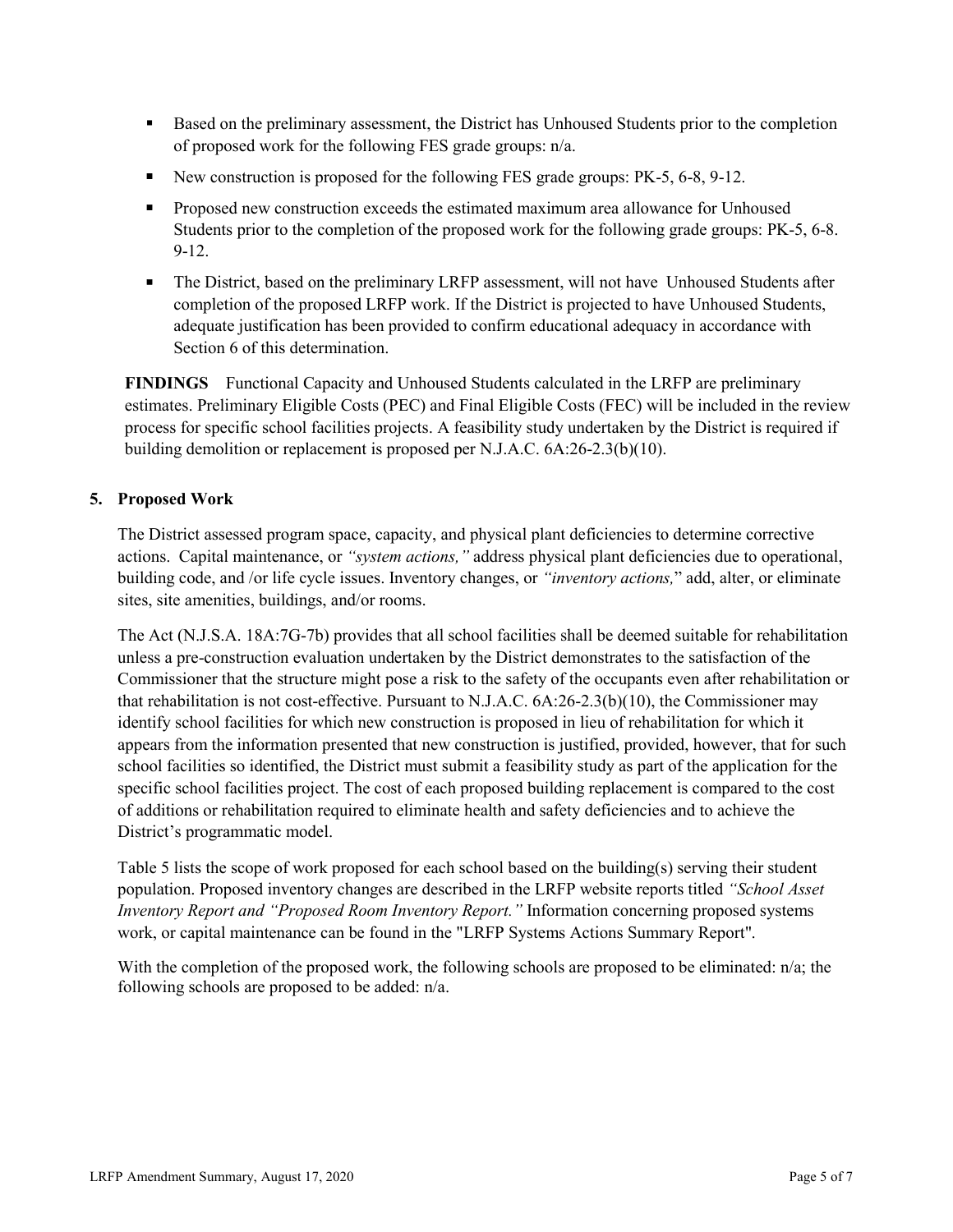- Based on the preliminary assessment, the District has Unhoused Students prior to the completion of proposed work for the following FES grade groups: n/a.
- New construction is proposed for the following FES grade groups: PK-5, 6-8, 9-12.
- Proposed new construction exceeds the estimated maximum area allowance for Unhoused Students prior to the completion of the proposed work for the following grade groups: PK-5, 6-8. 9-12.
- The District, based on the preliminary LRFP assessment, will not have Unhoused Students after completion of the proposed LRFP work. If the District is projected to have Unhoused Students, adequate justification has been provided to confirm educational adequacy in accordance with Section 6 of this determination.

**FINDINGS** Functional Capacity and Unhoused Students calculated in the LRFP are preliminary estimates. Preliminary Eligible Costs (PEC) and Final Eligible Costs (FEC) will be included in the review process for specific school facilities projects. A feasibility study undertaken by the District is required if building demolition or replacement is proposed per N.J.A.C. 6A:26-2.3(b)(10).

## 5. Proposed Work

The District assessed program space, capacity, and physical plant deficiencies to determine corrective actions. Capital maintenance, or *"system actions,"* address physical plant deficiencies due to operational, building code, and /or life cycle issues. Inventory changes, or *"inventory actions,"* add, alter, or eliminate sites, site amenities, buildings, and/or rooms.

The Act (N.J.S.A. 18A:7G-7b) provides that all school facilities shall be deemed suitable for rehabilitation unless a pre-construction evaluation undertaken by the District demonstrates to the satisfaction of the Commissioner that the structure might pose a risk to the safety of the occupants even after rehabilitation or that rehabilitation is not cost-effective. Pursuant to N.J.A.C. 6A:26-2.3(b)(10), the Commissioner may identify school facilities for which new construction is proposed in lieu of rehabilitation for which it appears from the information presented that new construction is justified, provided, however, that for such school facilities so identified, the District must submit a feasibility study as part of the application for the specific school facilities project. The cost of each proposed building replacement is compared to the cost of additions or rehabilitation required to eliminate health and safety deficiencies and to achieve the District's programmatic model.

Table 5 lists the scope of work proposed for each school based on the building(s) serving their student population. Proposed inventory changes are described in the LRFP website reports titled *"School Asset Inventory Report and "Proposed Room Inventory Report."* Information concerning proposed systems work, or capital maintenance can be found in the "LRFP Systems Actions Summary Report".

With the completion of the proposed work, the following schools are proposed to be eliminated: n/a; the following schools are proposed to be added: n/a.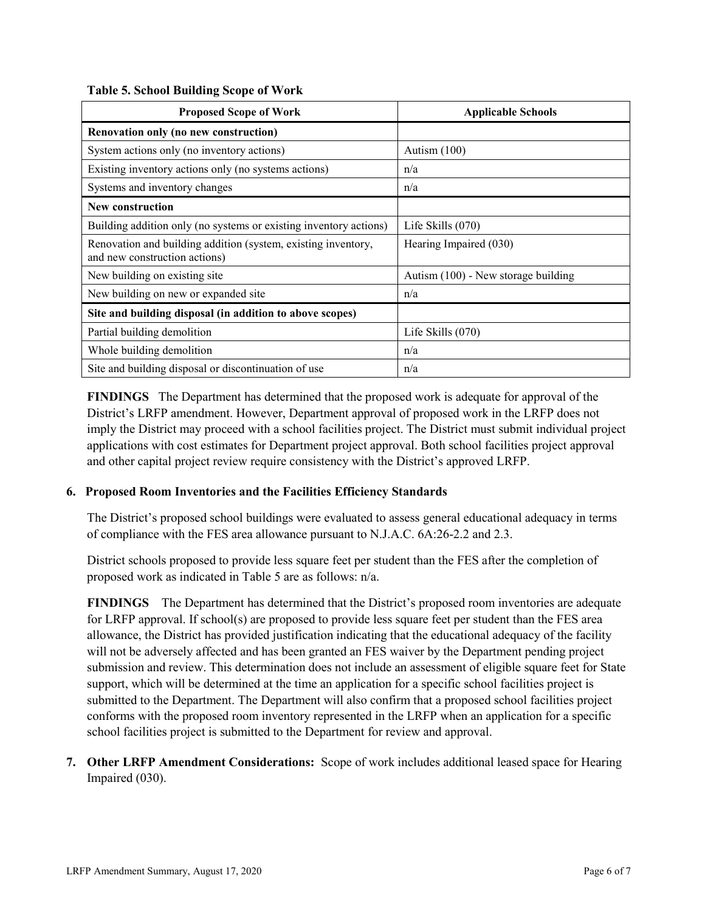**Table 5. School Building Scope of Work**

| Proposed Scope of Work | Applicable Schools |
| --- | --- |
| **Renovation only (no new construction)** | |
| System actions only (no inventory actions) | Autism (100) |
| Existing inventory actions only (no systems actions) | n/a |
| Systems and inventory changes | n/a |
| **New construction** | |
| Building addition only (no systems or existing inventory actions) | Life Skills (070) |
| Renovation and building addition (system, existing inventory, and new construction actions) | Hearing Impaired (030) |
| New building on existing site | Autism (100) - New storage building |
| New building on new or expanded site | n/a |
| **Site and building disposal (in addition to above scopes)** | |
| Partial building demolition | Life Skills (070) |
| Whole building demolition | n/a |
| Site and building disposal or discontinuation of use | n/a |

**FINDINGS** The Department has determined that the proposed work is adequate for approval of the District's LRFP amendment. However, Department approval of proposed work in the LRFP does not imply the District may proceed with a school facilities project. The District must submit individual project applications with cost estimates for Department project approval. Both school facilities project approval and other capital project review require consistency with the District's approved LRFP.

## 6. Proposed Room Inventories and the Facilities Efficiency Standards

The District's proposed school buildings were evaluated to assess general educational adequacy in terms of compliance with the FES area allowance pursuant to N.J.A.C. 6A:26-2.2 and 2.3.

District schools proposed to provide less square feet per student than the FES after the completion of proposed work as indicated in Table 5 are as follows: n/a.

**FINDINGS** The Department has determined that the District's proposed room inventories are adequate for LRFP approval. If school(s) are proposed to provide less square feet per student than the FES area allowance, the District has provided justification indicating that the educational adequacy of the facility will not be adversely affected and has been granted an FES waiver by the Department pending project submission and review. This determination does not include an assessment of eligible square feet for State support, which will be determined at the time an application for a specific school facilities project is submitted to the Department. The Department will also confirm that a proposed school facilities project conforms with the proposed room inventory represented in the LRFP when an application for a specific school facilities project is submitted to the Department for review and approval.

**7. Other LRFP Amendment Considerations:** Scope of work includes additional leased space for Hearing Impaired (030).